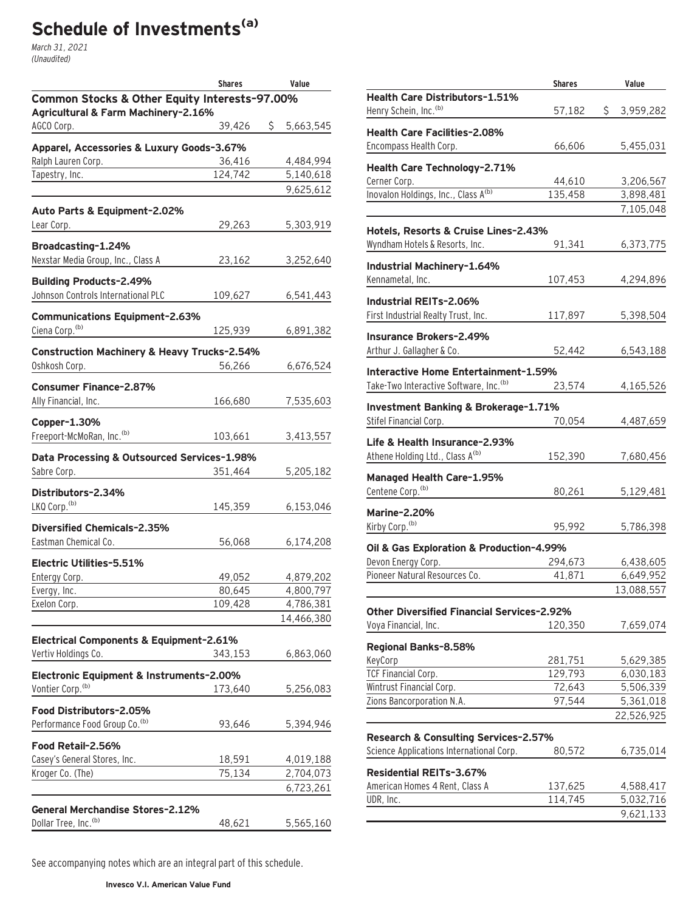# Schedule of Investments[(a)]

*March 31, 2021*
*(Unaudited)*

| | Shares | Value |
|---|---|---|
| **Common Stocks & Other Equity Interests-97.00%** | | |
| **Agricultural & Farm Machinery-2.16%** | | |
| AGCO Corp. | 39,426 | $ 5,663,545 |
| **Apparel, Accessories & Luxury Goods-3.67%** | | |
| Ralph Lauren Corp. | 36,416 | 4,484,994 |
| Tapestry, Inc. | 124,742 | 5,140,618 |
| | | 9,625,612 |
| **Auto Parts & Equipment-2.02%** | | |
| Lear Corp. | 29,263 | 5,303,919 |
| **Broadcasting-1.24%** | | |
| Nexstar Media Group, Inc., Class A | 23,162 | 3,252,640 |
| **Building Products-2.49%** | | |
| Johnson Controls International PLC | 109,627 | 6,541,443 |
| **Communications Equipment-2.63%** | | |
| Ciena Corp.[(b)] | 125,939 | 6,891,382 |
| **Construction Machinery & Heavy Trucks-2.54%** | | |
| Oshkosh Corp. | 56,266 | 6,676,524 |
| **Consumer Finance-2.87%** | | |
| Ally Financial, Inc. | 166,680 | 7,535,603 |
| **Copper-1.30%** | | |
| Freeport-McMoRan, Inc.[(b)] | 103,661 | 3,413,557 |
| **Data Processing & Outsourced Services-1.98%** | | |
| Sabre Corp. | 351,464 | 5,205,182 |
| **Distributors-2.34%** | | |
| LKQ Corp.[(b)] | 145,359 | 6,153,046 |
| **Diversified Chemicals-2.35%** | | |
| Eastman Chemical Co. | 56,068 | 6,174,208 |
| **Electric Utilities-5.51%** | | |
| Entergy Corp. | 49,052 | 4,879,202 |
| Evergy, Inc. | 80,645 | 4,800,797 |
| Exelon Corp. | 109,428 | 4,786,381 |
| | | 14,466,380 |
| **Electrical Components & Equipment-2.61%** | | |
| Vertiv Holdings Co. | 343,153 | 6,863,060 |
| **Electronic Equipment & Instruments-2.00%** | | |
| Vontier Corp.[(b)] | 173,640 | 5,256,083 |
| **Food Distributors-2.05%** | | |
| Performance Food Group Co.[(b)] | 93,646 | 5,394,946 |
| **Food Retail-2.56%** | | |
| Casey's General Stores, Inc. | 18,591 | 4,019,188 |
| Kroger Co. (The) | 75,134 | 2,704,073 |
| | | 6,723,261 |
| **General Merchandise Stores-2.12%** | | |
| Dollar Tree, Inc.[(b)] | 48,621 | 5,565,160 |
| **Health Care Distributors-1.51%** | | |
| Henry Schein, Inc.[(b)] | 57,182 | $ 3,959,282 |
| **Health Care Facilities-2.08%** | | |
| Encompass Health Corp. | 66,606 | 5,455,031 |
| **Health Care Technology-2.71%** | | |
| Cerner Corp. | 44,610 | 3,206,567 |
| Inovalon Holdings, Inc., Class A[(b)] | 135,458 | 3,898,481 |
| | | 7,105,048 |
| **Hotels, Resorts & Cruise Lines-2.43%** | | |
| Wyndham Hotels & Resorts, Inc. | 91,341 | 6,373,775 |
| **Industrial Machinery-1.64%** | | |
| Kennametal, Inc. | 107,453 | 4,294,896 |
| **Industrial REITs-2.06%** | | |
| First Industrial Realty Trust, Inc. | 117,897 | 5,398,504 |
| **Insurance Brokers-2.49%** | | |
| Arthur J. Gallagher & Co. | 52,442 | 6,543,188 |
| **Interactive Home Entertainment-1.59%** | | |
| Take-Two Interactive Software, Inc.[(b)] | 23,574 | 4,165,526 |
| **Investment Banking & Brokerage-1.71%** | | |
| Stifel Financial Corp. | 70,054 | 4,487,659 |
| **Life & Health Insurance-2.93%** | | |
| Athene Holding Ltd., Class A[(b)] | 152,390 | 7,680,456 |
| **Managed Health Care-1.95%** | | |
| Centene Corp.[(b)] | 80,261 | 5,129,481 |
| **Marine-2.20%** | | |
| Kirby Corp.[(b)] | 95,992 | 5,786,398 |
| **Oil & Gas Exploration & Production-4.99%** | | |
| Devon Energy Corp. | 294,673 | 6,438,605 |
| Pioneer Natural Resources Co. | 41,871 | 6,649,952 |
| | | 13,088,557 |
| **Other Diversified Financial Services-2.92%** | | |
| Voya Financial, Inc. | 120,350 | 7,659,074 |
| **Regional Banks-8.58%** | | |
| KeyCorp | 281,751 | 5,629,385 |
| TCF Financial Corp. | 129,793 | 6,030,183 |
| Wintrust Financial Corp. | 72,643 | 5,506,339 |
| Zions Bancorporation N.A. | 97,544 | 5,361,018 |
| | | 22,526,925 |
| **Research & Consulting Services-2.57%** | | |
| Science Applications International Corp. | 80,572 | 6,735,014 |
| **Residential REITs-3.67%** | | |
| American Homes 4 Rent, Class A | 137,625 | 4,588,417 |
| UDR, Inc. | 114,745 | 5,032,716 |
| | | 9,621,133 |

See accompanying notes which are an integral part of this schedule.

**Invesco V.I. American Value Fund**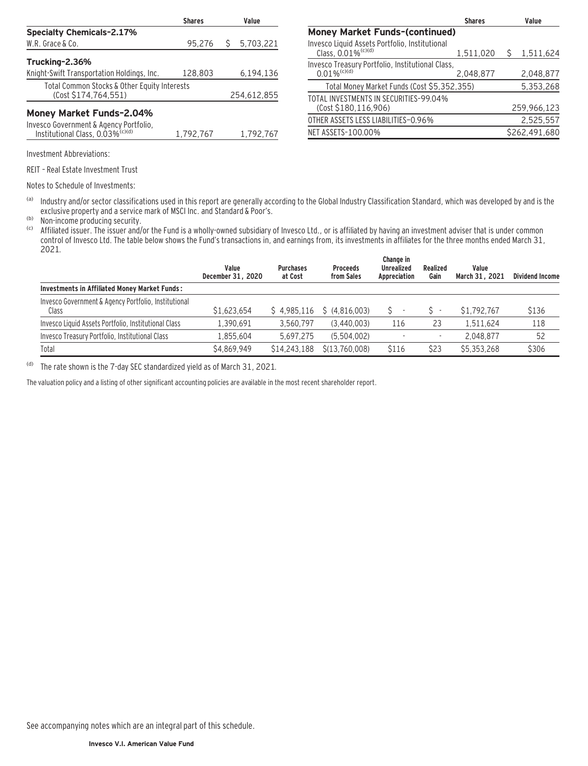| | Shares | Value |
|---|---|---|
| **Specialty Chemicals–2.17%** | | |
| W.R. Grace & Co. | 95,276 | $ 5,703,221 |
| **Trucking–2.36%** | | |
| Knight-Swift Transportation Holdings, Inc. | 128,803 | 6,194,136 |
| Total Common Stocks & Other Equity Interests (Cost $174,764,551) | | 254,612,855 |
| **Money Market Funds–2.04%** | | |
| Invesco Government & Agency Portfolio, Institutional Class, 0.03%[(c)(d)] | 1,792,767 | 1,792,767 |
| **Money Market Funds–(continued)** | | |
| Invesco Liquid Assets Portfolio, Institutional Class, 0.01%[(c)(d)] | 1,511,020 | $ 1,511,624 |
| Invesco Treasury Portfolio, Institutional Class, 0.01%[(c)(d)] | 2,048,877 | 2,048,877 |
| Total Money Market Funds (Cost $5,352,355) | | 5,353,268 |
| TOTAL INVESTMENTS IN SECURITIES–99.04% (Cost $180,116,906) | | 259,966,123 |
| OTHER ASSETS LESS LIABILITIES–0.96% | | 2,525,557 |
| NET ASSETS–100.00% | | $262,491,680 |

Investment Abbreviations:

REIT – Real Estate Investment Trust

Notes to Schedule of Investments:

(a) Industry and/or sector classifications used in this report are generally according to the Global Industry Classification Standard, which was developed by and is the exclusive property and a service mark of MSCI Inc. and Standard & Poor's.

(b) Non-income producing security.

(c) Affiliated issuer. The issuer and/or the Fund is a wholly-owned subsidiary of Invesco Ltd., or is affiliated by having an investment adviser that is under common control of Invesco Ltd. The table below shows the Fund's transactions in, and earnings from, its investments in affiliates for the three months ended March 31, 2021.

| | Value December 31, 2020 | Purchases at Cost | Proceeds from Sales | Change in Unrealized Appreciation | Realized Gain | Value March 31, 2021 | Dividend Income |
|---|---|---|---|---|---|---|---|
| **Investments in Affiliated Money Market Funds:** | | | | | | | |
| Invesco Government & Agency Portfolio, Institutional Class | $1,623,654 | $ 4,985,116 | $ (4,816,003) | $ - | $ - | $1,792,767 | $136 |
| Invesco Liquid Assets Portfolio, Institutional Class | 1,390,691 | 3,560,797 | (3,440,003) | 116 | 23 | 1,511,624 | 118 |
| Invesco Treasury Portfolio, Institutional Class | 1,855,604 | 5,697,275 | (5,504,002) | - | - | 2,048,877 | 52 |
| Total | $4,869,949 | $14,243,188 | $(13,760,008) | $116 | $23 | $5,353,268 | $306 |

(d) The rate shown is the 7-day SEC standardized yield as of March 31, 2021.

The valuation policy and a listing of other significant accounting policies are available in the most recent shareholder report.

See accompanying notes which are an integral part of this schedule.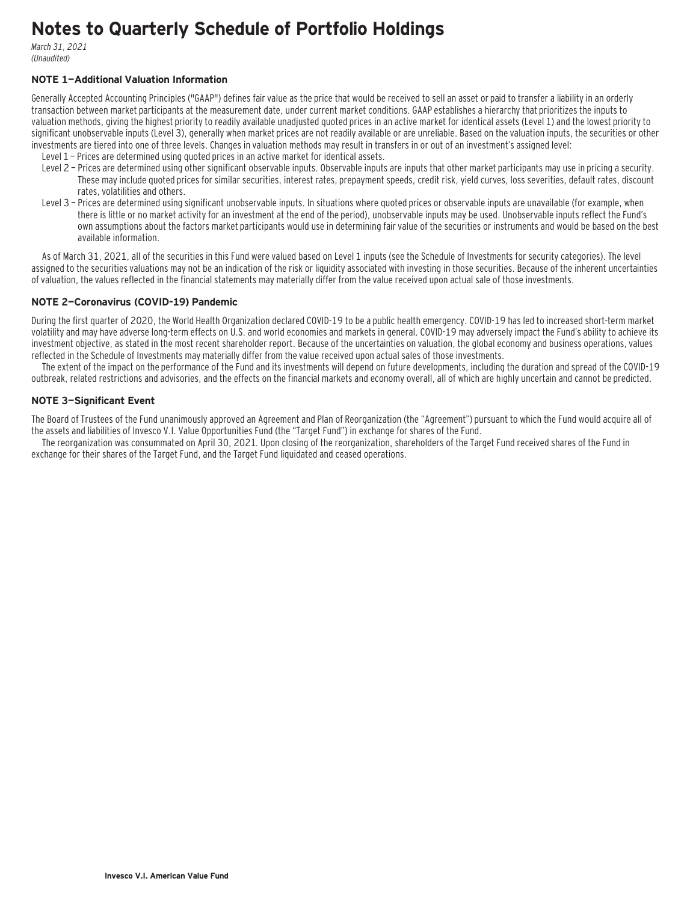# Notes to Quarterly Schedule of Portfolio Holdings

*March 31, 2021*
*(Unaudited)*

### NOTE 1—Additional Valuation Information

Generally Accepted Accounting Principles ("GAAP") defines fair value as the price that would be received to sell an asset or paid to transfer a liability in an orderly transaction between market participants at the measurement date, under current market conditions. GAAP establishes a hierarchy that prioritizes the inputs to valuation methods, giving the highest priority to readily available unadjusted quoted prices in an active market for identical assets (Level 1) and the lowest priority to significant unobservable inputs (Level 3), generally when market prices are not readily available or are unreliable. Based on the valuation inputs, the securities or other investments are tiered into one of three levels. Changes in valuation methods may result in transfers in or out of an investment's assigned level:

- Level 1 – Prices are determined using quoted prices in an active market for identical assets.
- Level 2 – Prices are determined using other significant observable inputs. Observable inputs are inputs that other market participants may use in pricing a security. These may include quoted prices for similar securities, interest rates, prepayment speeds, credit risk, yield curves, loss severities, default rates, discount rates, volatilities and others.
- Level 3 – Prices are determined using significant unobservable inputs. In situations where quoted prices or observable inputs are unavailable (for example, when there is little or no market activity for an investment at the end of the period), unobservable inputs may be used. Unobservable inputs reflect the Fund's own assumptions about the factors market participants would use in determining fair value of the securities or instruments and would be based on the best available information.

As of March 31, 2021, all of the securities in this Fund were valued based on Level 1 inputs (see the Schedule of Investments for security categories). The level assigned to the securities valuations may not be an indication of the risk or liquidity associated with investing in those securities. Because of the inherent uncertainties of valuation, the values reflected in the financial statements may materially differ from the value received upon actual sale of those investments.

### NOTE 2—Coronavirus (COVID-19) Pandemic

During the first quarter of 2020, the World Health Organization declared COVID-19 to be a public health emergency. COVID-19 has led to increased short-term market volatility and may have adverse long-term effects on U.S. and world economies and markets in general. COVID-19 may adversely impact the Fund's ability to achieve its investment objective, as stated in the most recent shareholder report. Because of the uncertainties on valuation, the global economy and business operations, values reflected in the Schedule of Investments may materially differ from the value received upon actual sales of those investments.

The extent of the impact on the performance of the Fund and its investments will depend on future developments, including the duration and spread of the COVID-19 outbreak, related restrictions and advisories, and the effects on the financial markets and economy overall, all of which are highly uncertain and cannot be predicted.

### NOTE 3—Significant Event

The Board of Trustees of the Fund unanimously approved an Agreement and Plan of Reorganization (the "Agreement") pursuant to which the Fund would acquire all of the assets and liabilities of Invesco V.I. Value Opportunities Fund (the "Target Fund") in exchange for shares of the Fund.

The reorganization was consummated on April 30, 2021. Upon closing of the reorganization, shareholders of the Target Fund received shares of the Fund in exchange for their shares of the Target Fund, and the Target Fund liquidated and ceased operations.